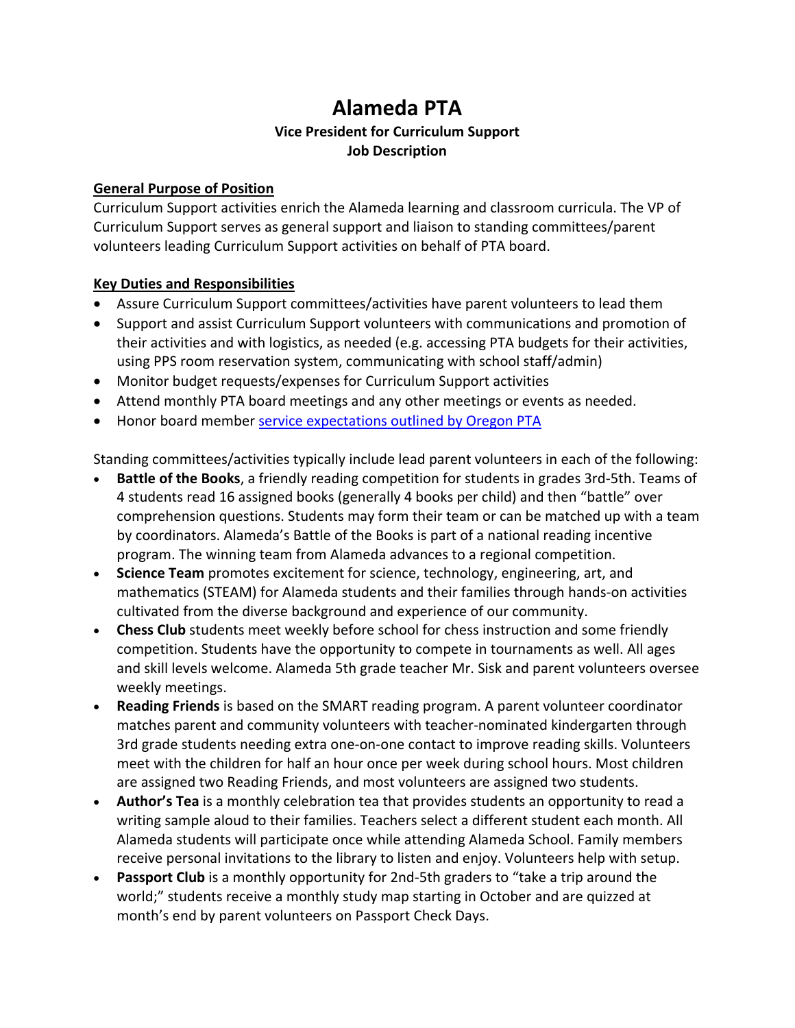# Alameda PTA

**Vice President for Curriculum Support**

**Job Description**

## General Purpose of Position

Curriculum Support activities enrich the Alameda learning and classroom curricula. The VP of Curriculum Support serves as general support and liaison to standing committees/parent volunteers leading Curriculum Support activities on behalf of PTA board.

## Key Duties and Responsibilities

- Assure Curriculum Support committees/activities have parent volunteers to lead them
- Support and assist Curriculum Support volunteers with communications and promotion of their activities and with logistics, as needed (e.g. accessing PTA budgets for their activities, using PPS room reservation system, communicating with school staff/admin)
- Monitor budget requests/expenses for Curriculum Support activities
- Attend monthly PTA board meetings and any other meetings or events as needed.
- Honor board member service expectations outlined by Oregon PTA

Standing committees/activities typically include lead parent volunteers in each of the following:

- **Battle of the Books**, a friendly reading competition for students in grades 3rd-5th. Teams of 4 students read 16 assigned books (generally 4 books per child) and then "battle" over comprehension questions. Students may form their team or can be matched up with a team by coordinators. Alameda's Battle of the Books is part of a national reading incentive program. The winning team from Alameda advances to a regional competition.
- **Science Team** promotes excitement for science, technology, engineering, art, and mathematics (STEAM) for Alameda students and their families through hands-on activities cultivated from the diverse background and experience of our community.
- **Chess Club** students meet weekly before school for chess instruction and some friendly competition. Students have the opportunity to compete in tournaments as well. All ages and skill levels welcome. Alameda 5th grade teacher Mr. Sisk and parent volunteers oversee weekly meetings.
- **Reading Friends** is based on the SMART reading program. A parent volunteer coordinator matches parent and community volunteers with teacher-nominated kindergarten through 3rd grade students needing extra one-on-one contact to improve reading skills. Volunteers meet with the children for half an hour once per week during school hours. Most children are assigned two Reading Friends, and most volunteers are assigned two students.
- **Author's Tea** is a monthly celebration tea that provides students an opportunity to read a writing sample aloud to their families. Teachers select a different student each month. All Alameda students will participate once while attending Alameda School. Family members receive personal invitations to the library to listen and enjoy. Volunteers help with setup.
- **Passport Club** is a monthly opportunity for 2nd-5th graders to "take a trip around the world;" students receive a monthly study map starting in October and are quizzed at month's end by parent volunteers on Passport Check Days.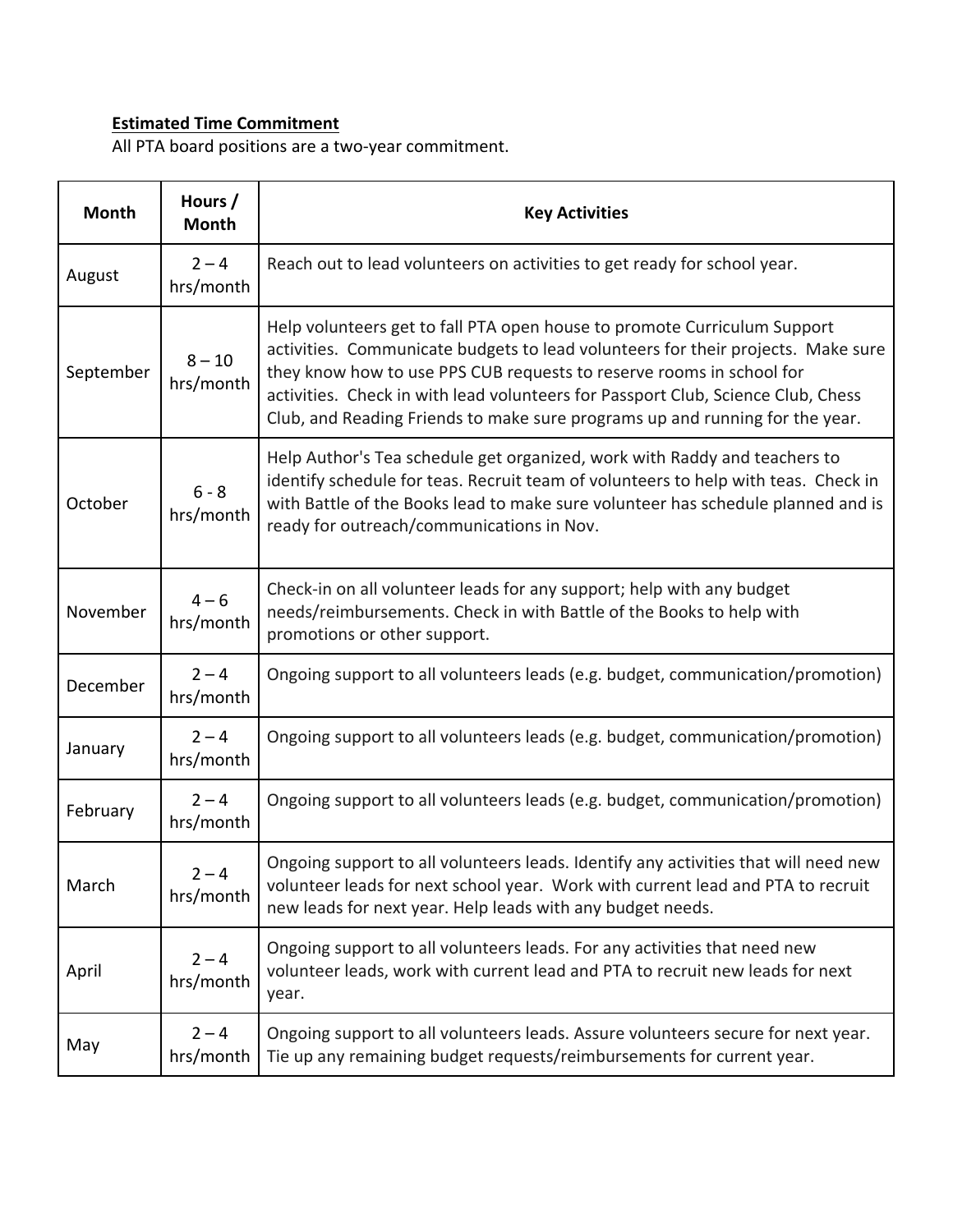**Estimated Time Commitment**

All PTA board positions are a two-year commitment.

| Month | Hours / Month | Key Activities |
|---|---|---|
| August | 2 – 4 hrs/month | Reach out to lead volunteers on activities to get ready for school year. |
| September | 8 – 10 hrs/month | Help volunteers get to fall PTA open house to promote Curriculum Support activities. Communicate budgets to lead volunteers for their projects. Make sure they know how to use PPS CUB requests to reserve rooms in school for activities. Check in with lead volunteers for Passport Club, Science Club, Chess Club, and Reading Friends to make sure programs up and running for the year. |
| October | 6 - 8 hrs/month | Help Author's Tea schedule get organized, work with Raddy and teachers to identify schedule for teas. Recruit team of volunteers to help with teas. Check in with Battle of the Books lead to make sure volunteer has schedule planned and is ready for outreach/communications in Nov. |
| November | 4 – 6 hrs/month | Check-in on all volunteer leads for any support; help with any budget needs/reimbursements. Check in with Battle of the Books to help with promotions or other support. |
| December | 2 – 4 hrs/month | Ongoing support to all volunteers leads (e.g. budget, communication/promotion) |
| January | 2 – 4 hrs/month | Ongoing support to all volunteers leads (e.g. budget, communication/promotion) |
| February | 2 – 4 hrs/month | Ongoing support to all volunteers leads (e.g. budget, communication/promotion) |
| March | 2 – 4 hrs/month | Ongoing support to all volunteers leads. Identify any activities that will need new volunteer leads for next school year. Work with current lead and PTA to recruit new leads for next year. Help leads with any budget needs. |
| April | 2 – 4 hrs/month | Ongoing support to all volunteers leads. For any activities that need new volunteer leads, work with current lead and PTA to recruit new leads for next year. |
| May | 2 – 4 hrs/month | Ongoing support to all volunteers leads. Assure volunteers secure for next year. Tie up any remaining budget requests/reimbursements for current year. |